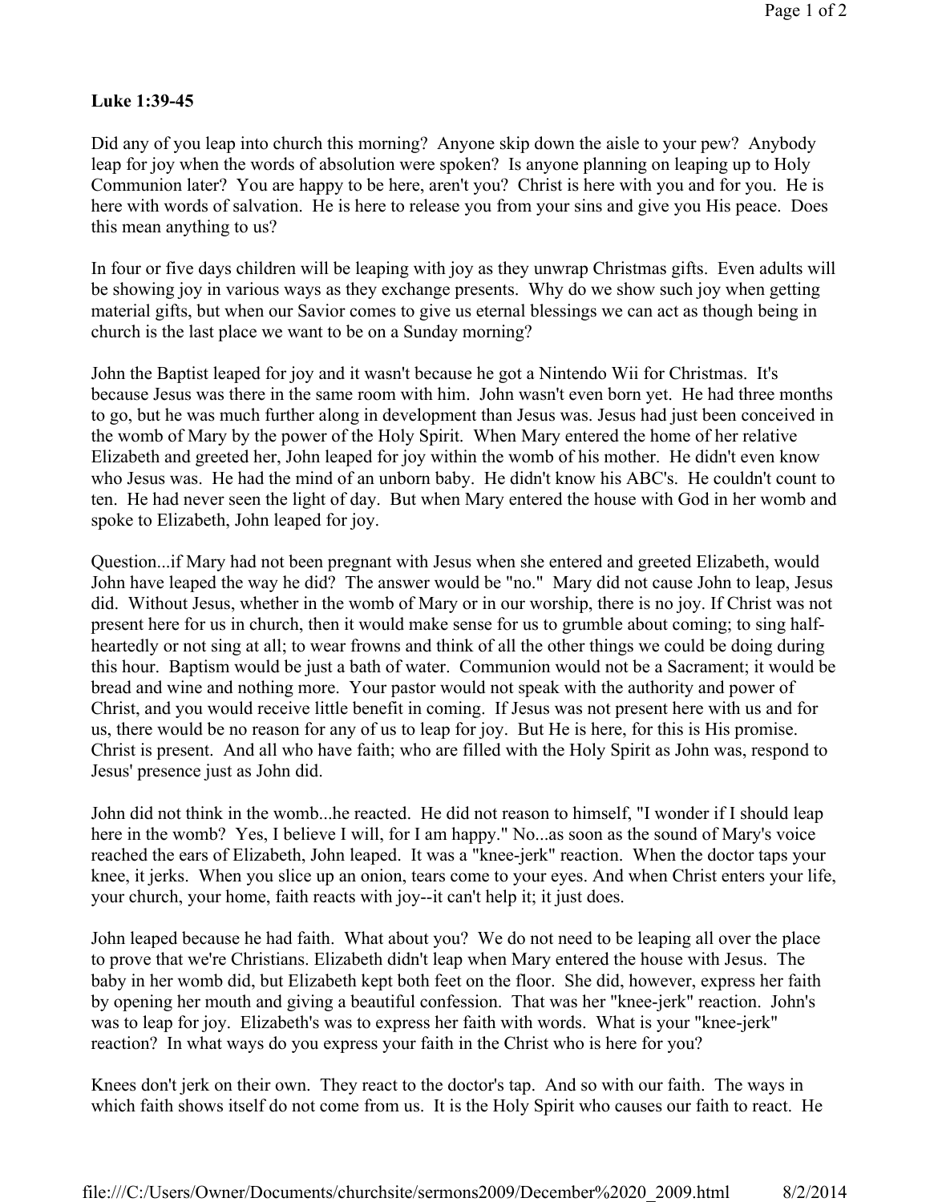**Luke 1:39-45**

Did any of you leap into church this morning? Anyone skip down the aisle to your pew? Anybody leap for joy when the words of absolution were spoken? Is anyone planning on leaping up to Holy Communion later? You are happy to be here, aren't you? Christ is here with you and for you. He is here with words of salvation. He is here to release you from your sins and give you His peace. Does this mean anything to us?

In four or five days children will be leaping with joy as they unwrap Christmas gifts. Even adults will be showing joy in various ways as they exchange presents. Why do we show such joy when getting material gifts, but when our Savior comes to give us eternal blessings we can act as though being in church is the last place we want to be on a Sunday morning?

John the Baptist leaped for joy and it wasn't because he got a Nintendo Wii for Christmas. It's because Jesus was there in the same room with him. John wasn't even born yet. He had three months to go, but he was much further along in development than Jesus was. Jesus had just been conceived in the womb of Mary by the power of the Holy Spirit. When Mary entered the home of her relative Elizabeth and greeted her, John leaped for joy within the womb of his mother. He didn't even know who Jesus was. He had the mind of an unborn baby. He didn't know his ABC's. He couldn't count to ten. He had never seen the light of day. But when Mary entered the house with God in her womb and spoke to Elizabeth, John leaped for joy.

Question...if Mary had not been pregnant with Jesus when she entered and greeted Elizabeth, would John have leaped the way he did? The answer would be "no." Mary did not cause John to leap, Jesus did. Without Jesus, whether in the womb of Mary or in our worship, there is no joy. If Christ was not present here for us in church, then it would make sense for us to grumble about coming; to sing half-heartedly or not sing at all; to wear frowns and think of all the other things we could be doing during this hour. Baptism would be just a bath of water. Communion would not be a Sacrament; it would be bread and wine and nothing more. Your pastor would not speak with the authority and power of Christ, and you would receive little benefit in coming. If Jesus was not present here with us and for us, there would be no reason for any of us to leap for joy. But He is here, for this is His promise. Christ is present. And all who have faith; who are filled with the Holy Spirit as John was, respond to Jesus' presence just as John did.

John did not think in the womb...he reacted. He did not reason to himself, "I wonder if I should leap here in the womb? Yes, I believe I will, for I am happy." No...as soon as the sound of Mary's voice reached the ears of Elizabeth, John leaped. It was a "knee-jerk" reaction. When the doctor taps your knee, it jerks. When you slice up an onion, tears come to your eyes. And when Christ enters your life, your church, your home, faith reacts with joy--it can't help it; it just does.

John leaped because he had faith. What about you? We do not need to be leaping all over the place to prove that we're Christians. Elizabeth didn't leap when Mary entered the house with Jesus. The baby in her womb did, but Elizabeth kept both feet on the floor. She did, however, express her faith by opening her mouth and giving a beautiful confession. That was her "knee-jerk" reaction. John's was to leap for joy. Elizabeth's was to express her faith with words. What is your "knee-jerk" reaction? In what ways do you express your faith in the Christ who is here for you?

Knees don't jerk on their own. They react to the doctor's tap. And so with our faith. The ways in which faith shows itself do not come from us. It is the Holy Spirit who causes our faith to react. He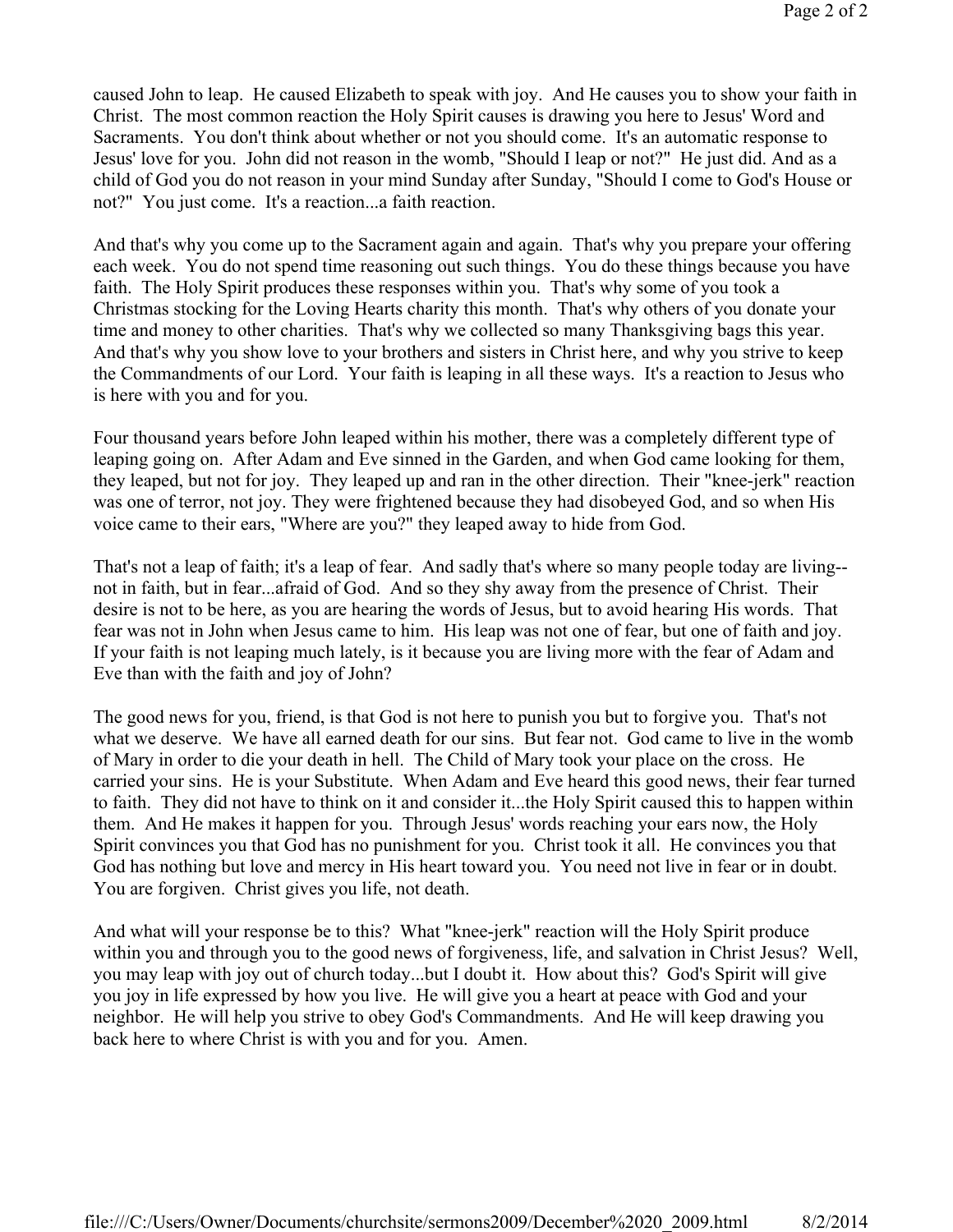caused John to leap. He caused Elizabeth to speak with joy. And He causes you to show your faith in Christ. The most common reaction the Holy Spirit causes is drawing you here to Jesus' Word and Sacraments. You don't think about whether or not you should come. It's an automatic response to Jesus' love for you. John did not reason in the womb, "Should I leap or not?" He just did. And as a child of God you do not reason in your mind Sunday after Sunday, "Should I come to God's House or not?" You just come. It's a reaction...a faith reaction.

And that's why you come up to the Sacrament again and again. That's why you prepare your offering each week. You do not spend time reasoning out such things. You do these things because you have faith. The Holy Spirit produces these responses within you. That's why some of you took a Christmas stocking for the Loving Hearts charity this month. That's why others of you donate your time and money to other charities. That's why we collected so many Thanksgiving bags this year. And that's why you show love to your brothers and sisters in Christ here, and why you strive to keep the Commandments of our Lord. Your faith is leaping in all these ways. It's a reaction to Jesus who is here with you and for you.

Four thousand years before John leaped within his mother, there was a completely different type of leaping going on. After Adam and Eve sinned in the Garden, and when God came looking for them, they leaped, but not for joy. They leaped up and ran in the other direction. Their "knee-jerk" reaction was one of terror, not joy. They were frightened because they had disobeyed God, and so when His voice came to their ears, "Where are you?" they leaped away to hide from God.

That's not a leap of faith; it's a leap of fear. And sadly that's where so many people today are living--not in faith, but in fear...afraid of God. And so they shy away from the presence of Christ. Their desire is not to be here, as you are hearing the words of Jesus, but to avoid hearing His words. That fear was not in John when Jesus came to him. His leap was not one of fear, but one of faith and joy. If your faith is not leaping much lately, is it because you are living more with the fear of Adam and Eve than with the faith and joy of John?

The good news for you, friend, is that God is not here to punish you but to forgive you. That's not what we deserve. We have all earned death for our sins. But fear not. God came to live in the womb of Mary in order to die your death in hell. The Child of Mary took your place on the cross. He carried your sins. He is your Substitute. When Adam and Eve heard this good news, their fear turned to faith. They did not have to think on it and consider it...the Holy Spirit caused this to happen within them. And He makes it happen for you. Through Jesus' words reaching your ears now, the Holy Spirit convinces you that God has no punishment for you. Christ took it all. He convinces you that God has nothing but love and mercy in His heart toward you. You need not live in fear or in doubt. You are forgiven. Christ gives you life, not death.

And what will your response be to this? What "knee-jerk" reaction will the Holy Spirit produce within you and through you to the good news of forgiveness, life, and salvation in Christ Jesus? Well, you may leap with joy out of church today...but I doubt it. How about this? God's Spirit will give you joy in life expressed by how you live. He will give you a heart at peace with God and your neighbor. He will help you strive to obey God's Commandments. And He will keep drawing you back here to where Christ is with you and for you. Amen.